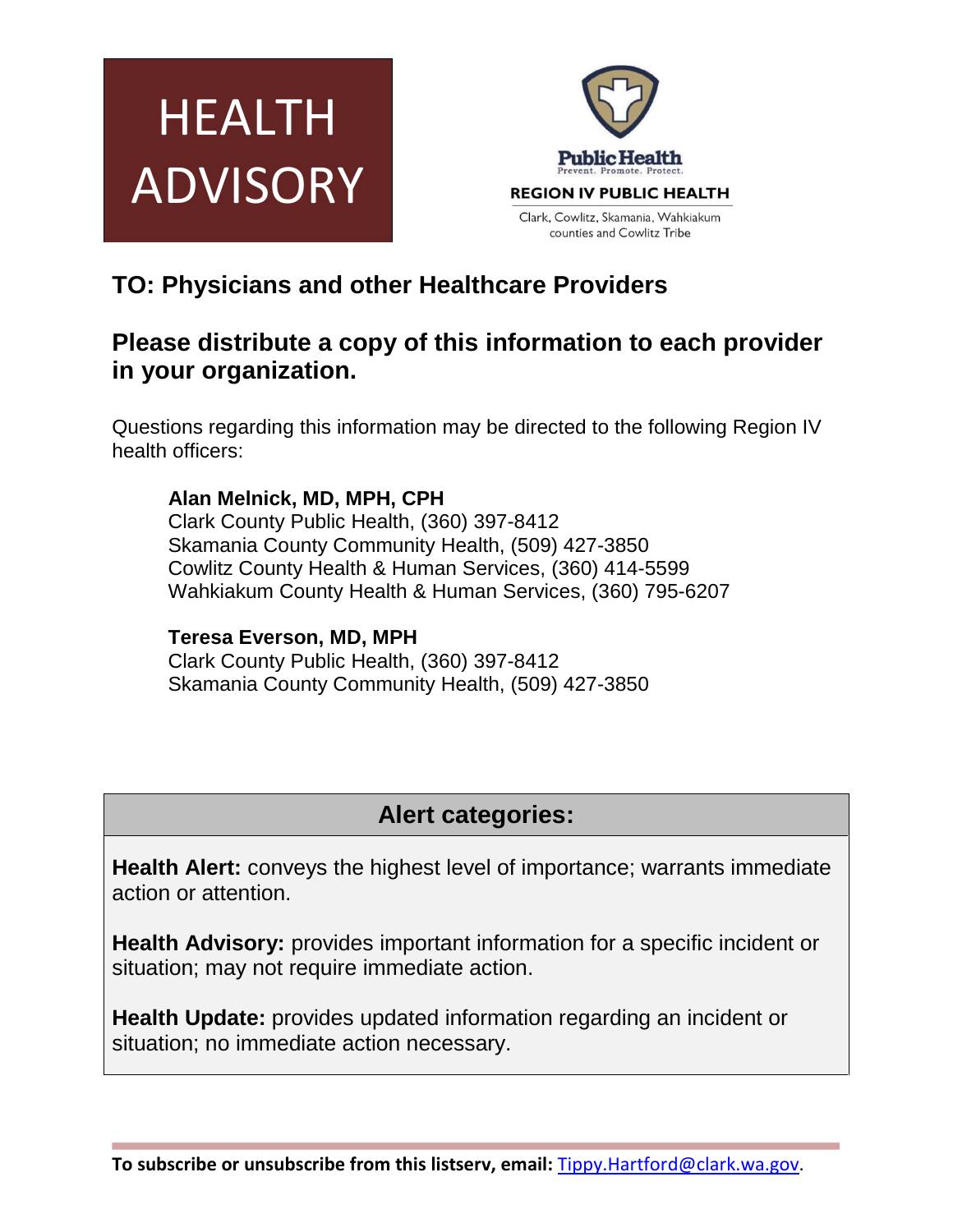# HEALTH ADVISORY

**Public Health**
Prevent. Promote. Protect.

**REGION IV PUBLIC HEALTH**

Clark, Cowlitz, Skamania, Wahkiakum counties and Cowlitz Tribe

## TO: Physicians and other Healthcare Providers

## Please distribute a copy of this information to each provider in your organization.

Questions regarding this information may be directed to the following Region IV health officers:

**Alan Melnick, MD, MPH, CPH**
Clark County Public Health, (360) 397-8412
Skamania County Community Health, (509) 427-3850
Cowlitz County Health & Human Services, (360) 414-5599
Wahkiakum County Health & Human Services, (360) 795-6207

**Teresa Everson, MD, MPH**
Clark County Public Health, (360) 397-8412
Skamania County Community Health, (509) 427-3850

### Alert categories:

**Health Alert:** conveys the highest level of importance; warrants immediate action or attention.

**Health Advisory:** provides important information for a specific incident or situation; may not require immediate action.

**Health Update:** provides updated information regarding an incident or situation; no immediate action necessary.

**To subscribe or unsubscribe from this listserv, email:** Tippy.Hartford@clark.wa.gov.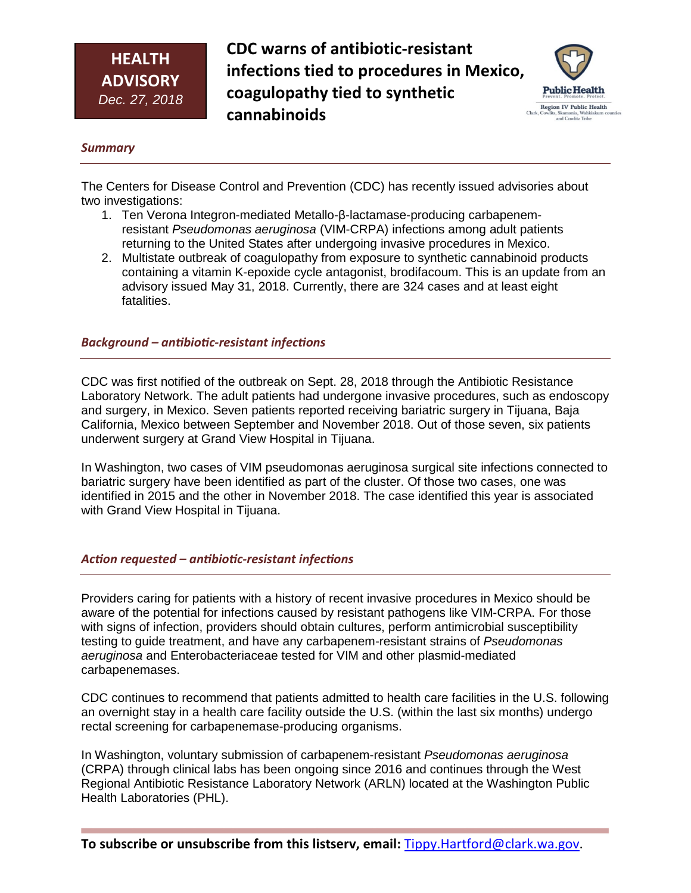**HEALTH ADVISORY**
*Dec. 27, 2018*

# CDC warns of antibiotic-resistant infections tied to procedures in Mexico, coagulopathy tied to synthetic cannabinoids

Public Health — Prevent. Promote. Protect.
Region IV Public Health
Clark, Cowlitz, Skamania, Wahkiakum counties and Cowlitz Tribe

## *Summary*

The Centers for Disease Control and Prevention (CDC) has recently issued advisories about two investigations:

1. Ten Verona Integron-mediated Metallo-β-lactamase-producing carbapenem-resistant *Pseudomonas aeruginosa* (VIM-CRPA) infections among adult patients returning to the United States after undergoing invasive procedures in Mexico.
2. Multistate outbreak of coagulopathy from exposure to synthetic cannabinoid products containing a vitamin K-epoxide cycle antagonist, brodifacoum. This is an update from an advisory issued May 31, 2018. Currently, there are 324 cases and at least eight fatalities.

## *Background – antibiotic-resistant infections*

CDC was first notified of the outbreak on Sept. 28, 2018 through the Antibiotic Resistance Laboratory Network. The adult patients had undergone invasive procedures, such as endoscopy and surgery, in Mexico. Seven patients reported receiving bariatric surgery in Tijuana, Baja California, Mexico between September and November 2018. Out of those seven, six patients underwent surgery at Grand View Hospital in Tijuana.

In Washington, two cases of VIM pseudomonas aeruginosa surgical site infections connected to bariatric surgery have been identified as part of the cluster. Of those two cases, one was identified in 2015 and the other in November 2018. The case identified this year is associated with Grand View Hospital in Tijuana.

## *Action requested – antibiotic-resistant infections*

Providers caring for patients with a history of recent invasive procedures in Mexico should be aware of the potential for infections caused by resistant pathogens like VIM-CRPA. For those with signs of infection, providers should obtain cultures, perform antimicrobial susceptibility testing to guide treatment, and have any carbapenem-resistant strains of *Pseudomonas aeruginosa* and Enterobacteriaceae tested for VIM and other plasmid-mediated carbapenemases.

CDC continues to recommend that patients admitted to health care facilities in the U.S. following an overnight stay in a health care facility outside the U.S. (within the last six months) undergo rectal screening for carbapenemase-producing organisms.

In Washington, voluntary submission of carbapenem-resistant *Pseudomonas aeruginosa* (CRPA) through clinical labs has been ongoing since 2016 and continues through the West Regional Antibiotic Resistance Laboratory Network (ARLN) located at the Washington Public Health Laboratories (PHL).

**To subscribe or unsubscribe from this listserv, email:** Tippy.Hartford@clark.wa.gov.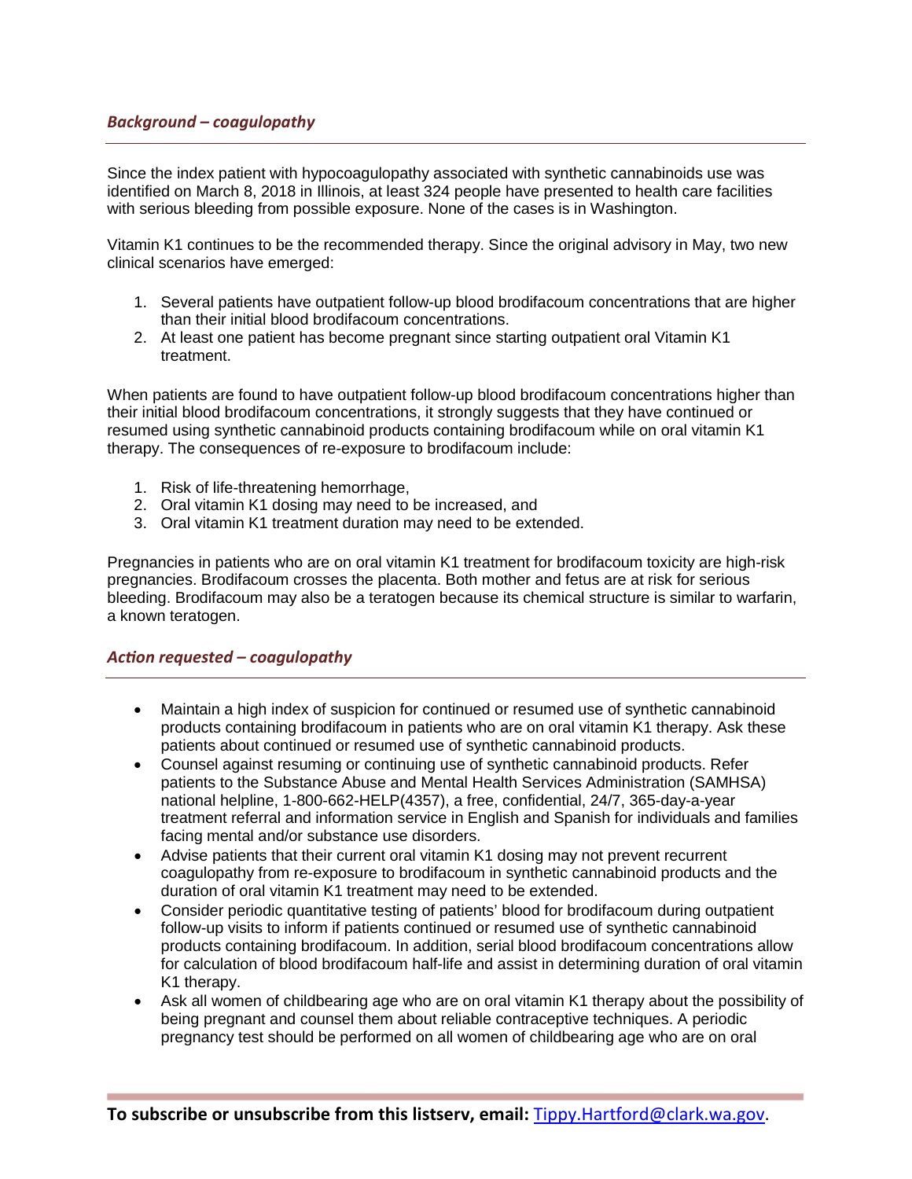### *Background – coagulopathy*

Since the index patient with hypocoagulopathy associated with synthetic cannabinoids use was identified on March 8, 2018 in Illinois, at least 324 people have presented to health care facilities with serious bleeding from possible exposure. None of the cases is in Washington.

Vitamin K1 continues to be the recommended therapy. Since the original advisory in May, two new clinical scenarios have emerged:

1. Several patients have outpatient follow-up blood brodifacoum concentrations that are higher than their initial blood brodifacoum concentrations.
2. At least one patient has become pregnant since starting outpatient oral Vitamin K1 treatment.

When patients are found to have outpatient follow-up blood brodifacoum concentrations higher than their initial blood brodifacoum concentrations, it strongly suggests that they have continued or resumed using synthetic cannabinoid products containing brodifacoum while on oral vitamin K1 therapy. The consequences of re-exposure to brodifacoum include:

1. Risk of life-threatening hemorrhage,
2. Oral vitamin K1 dosing may need to be increased, and
3. Oral vitamin K1 treatment duration may need to be extended.

Pregnancies in patients who are on oral vitamin K1 treatment for brodifacoum toxicity are high-risk pregnancies. Brodifacoum crosses the placenta. Both mother and fetus are at risk for serious bleeding. Brodifacoum may also be a teratogen because its chemical structure is similar to warfarin, a known teratogen.

### *Action requested – coagulopathy*

- Maintain a high index of suspicion for continued or resumed use of synthetic cannabinoid products containing brodifacoum in patients who are on oral vitamin K1 therapy. Ask these patients about continued or resumed use of synthetic cannabinoid products.
- Counsel against resuming or continuing use of synthetic cannabinoid products. Refer patients to the Substance Abuse and Mental Health Services Administration (SAMHSA) national helpline, 1-800-662-HELP(4357), a free, confidential, 24/7, 365-day-a-year treatment referral and information service in English and Spanish for individuals and families facing mental and/or substance use disorders.
- Advise patients that their current oral vitamin K1 dosing may not prevent recurrent coagulopathy from re-exposure to brodifacoum in synthetic cannabinoid products and the duration of oral vitamin K1 treatment may need to be extended.
- Consider periodic quantitative testing of patients' blood for brodifacoum during outpatient follow-up visits to inform if patients continued or resumed use of synthetic cannabinoid products containing brodifacoum. In addition, serial blood brodifacoum concentrations allow for calculation of blood brodifacoum half-life and assist in determining duration of oral vitamin K1 therapy.
- Ask all women of childbearing age who are on oral vitamin K1 therapy about the possibility of being pregnant and counsel them about reliable contraceptive techniques. A periodic pregnancy test should be performed on all women of childbearing age who are on oral

**To subscribe or unsubscribe from this listserv, email:** [Tippy.Hartford@clark.wa.gov](mailto:Tippy.Hartford@clark.wa.gov).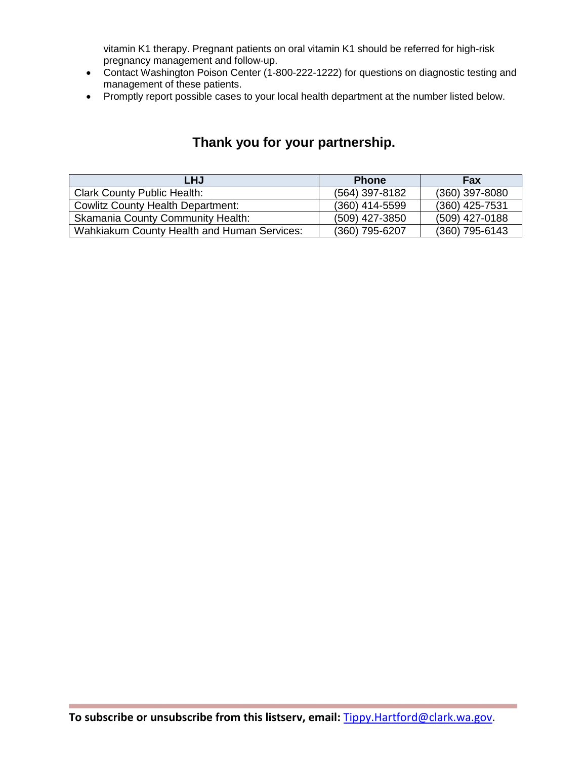vitamin K1 therapy. Pregnant patients on oral vitamin K1 should be referred for high-risk pregnancy management and follow-up.

- Contact Washington Poison Center (1-800-222-1222) for questions on diagnostic testing and management of these patients.
- Promptly report possible cases to your local health department at the number listed below.

## Thank you for your partnership.

| LHJ | Phone | Fax |
|---|---|---|
| Clark County Public Health: | (564) 397-8182 | (360) 397-8080 |
| Cowlitz County Health Department: | (360) 414-5599 | (360) 425-7531 |
| Skamania County Community Health: | (509) 427-3850 | (509) 427-0188 |
| Wahkiakum County Health and Human Services: | (360) 795-6207 | (360) 795-6143 |

**To subscribe or unsubscribe from this listserv, email:** [Tippy.Hartford@clark.wa.gov](mailto:Tippy.Hartford@clark.wa.gov).